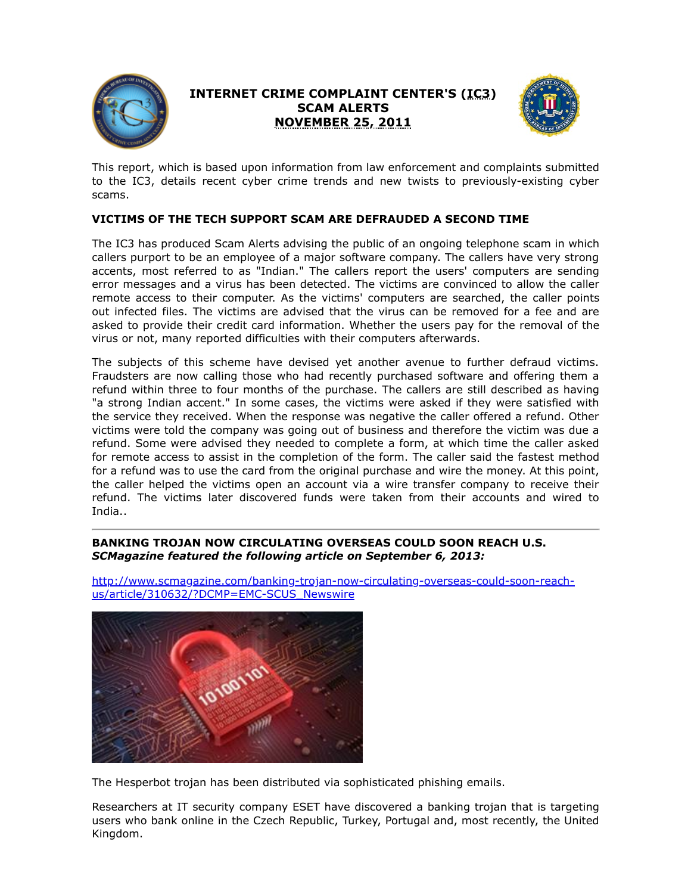# INTERNET CRIME COMPLAINT CENTER'S (IC3)
## SCAM ALERTS
## NOVEMBER 25, 2011

This report, which is based upon information from law enforcement and complaints submitted to the IC3, details recent cyber crime trends and new twists to previously-existing cyber scams.

### VICTIMS OF THE TECH SUPPORT SCAM ARE DEFRAUDED A SECOND TIME

The IC3 has produced Scam Alerts advising the public of an ongoing telephone scam in which callers purport to be an employee of a major software company. The callers have very strong accents, most referred to as "Indian." The callers report the users' computers are sending error messages and a virus has been detected. The victims are convinced to allow the caller remote access to their computer. As the victims' computers are searched, the caller points out infected files. The victims are advised that the virus can be removed for a fee and are asked to provide their credit card information. Whether the users pay for the removal of the virus or not, many reported difficulties with their computers afterwards.

The subjects of this scheme have devised yet another avenue to further defraud victims. Fraudsters are now calling those who had recently purchased software and offering them a refund within three to four months of the purchase. The callers are still described as having "a strong Indian accent." In some cases, the victims were asked if they were satisfied with the service they received. When the response was negative the caller offered a refund. Other victims were told the company was going out of business and therefore the victim was due a refund. Some were advised they needed to complete a form, at which time the caller asked for remote access to assist in the completion of the form. The caller said the fastest method for a refund was to use the card from the original purchase and wire the money. At this point, the caller helped the victims open an account via a wire transfer company to receive their refund. The victims later discovered funds were taken from their accounts and wired to India..

---

### BANKING TROJAN NOW CIRCULATING OVERSEAS COULD SOON REACH U.S.
***SCMagazine featured the following article on September 6, 2013:***

http://www.scmagazine.com/banking-trojan-now-circulating-overseas-could-soon-reach-us/article/310632/?DCMP=EMC-SCUS_Newswire

The Hesperbot trojan has been distributed via sophisticated phishing emails.

Researchers at IT security company ESET have discovered a banking trojan that is targeting users who bank online in the Czech Republic, Turkey, Portugal and, most recently, the United Kingdom.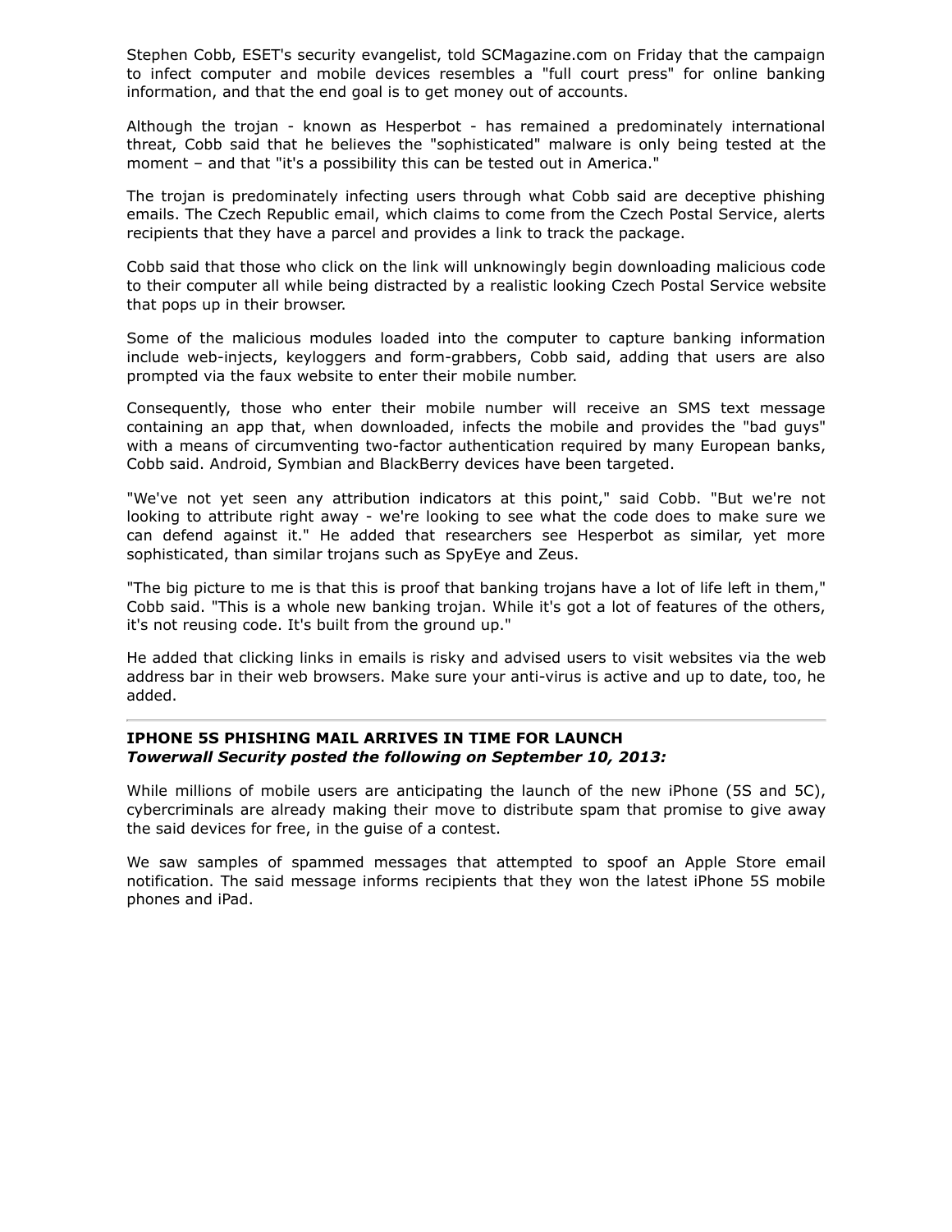Stephen Cobb, ESET's security evangelist, told SCMagazine.com on Friday that the campaign to infect computer and mobile devices resembles a "full court press" for online banking information, and that the end goal is to get money out of accounts.

Although the trojan - known as Hesperbot - has remained a predominately international threat, Cobb said that he believes the "sophisticated" malware is only being tested at the moment – and that "it's a possibility this can be tested out in America."

The trojan is predominately infecting users through what Cobb said are deceptive phishing emails. The Czech Republic email, which claims to come from the Czech Postal Service, alerts recipients that they have a parcel and provides a link to track the package.

Cobb said that those who click on the link will unknowingly begin downloading malicious code to their computer all while being distracted by a realistic looking Czech Postal Service website that pops up in their browser.

Some of the malicious modules loaded into the computer to capture banking information include web-injects, keyloggers and form-grabbers, Cobb said, adding that users are also prompted via the faux website to enter their mobile number.

Consequently, those who enter their mobile number will receive an SMS text message containing an app that, when downloaded, infects the mobile and provides the "bad guys" with a means of circumventing two-factor authentication required by many European banks, Cobb said. Android, Symbian and BlackBerry devices have been targeted.

"We've not yet seen any attribution indicators at this point," said Cobb. "But we're not looking to attribute right away - we're looking to see what the code does to make sure we can defend against it." He added that researchers see Hesperbot as similar, yet more sophisticated, than similar trojans such as SpyEye and Zeus.

"The big picture to me is that this is proof that banking trojans have a lot of life left in them," Cobb said. "This is a whole new banking trojan. While it's got a lot of features of the others, it's not reusing code. It's built from the ground up."

He added that clicking links in emails is risky and advised users to visit websites via the web address bar in their web browsers. Make sure your anti-virus is active and up to date, too, he added.

---

**IPHONE 5S PHISHING MAIL ARRIVES IN TIME FOR LAUNCH**
***Towerwall Security posted the following on September 10, 2013:***

While millions of mobile users are anticipating the launch of the new iPhone (5S and 5C), cybercriminals are already making their move to distribute spam that promise to give away the said devices for free, in the guise of a contest.

We saw samples of spammed messages that attempted to spoof an Apple Store email notification. The said message informs recipients that they won the latest iPhone 5S mobile phones and iPad.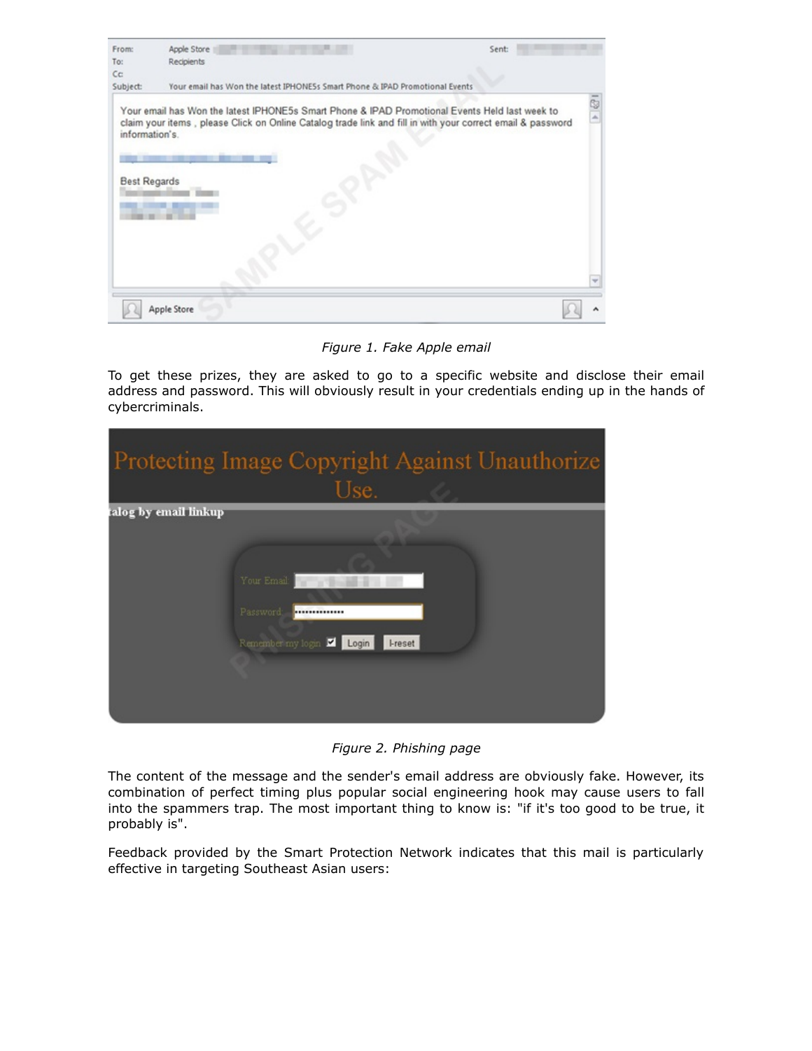Figure 1. Fake Apple email

To get these prizes, they are asked to go to a specific website and disclose their email address and password. This will obviously result in your credentials ending up in the hands of cybercriminals.

Figure 2. Phishing page

The content of the message and the sender's email address are obviously fake. However, its combination of perfect timing plus popular social engineering hook may cause users to fall into the spammers trap. The most important thing to know is: "if it's too good to be true, it probably is".

Feedback provided by the Smart Protection Network indicates that this mail is particularly effective in targeting Southeast Asian users: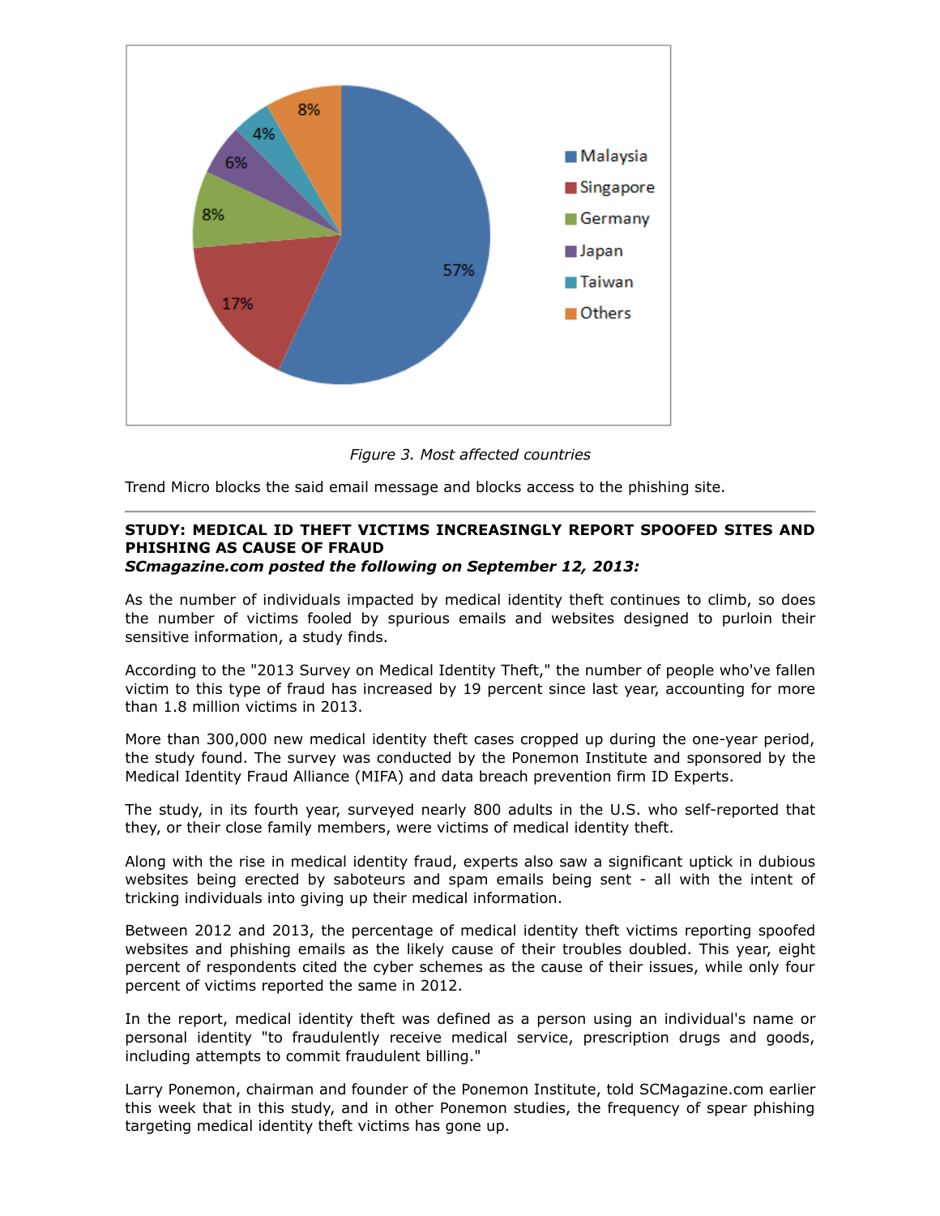*Figure 3. Most affected countries*

Trend Micro blocks the said email message and blocks access to the phishing site.

---

**STUDY: MEDICAL ID THEFT VICTIMS INCREASINGLY REPORT SPOOFED SITES AND PHISHING AS CAUSE OF FRAUD**
***SCmagazine.com posted the following on September 12, 2013:***

As the number of individuals impacted by medical identity theft continues to climb, so does the number of victims fooled by spurious emails and websites designed to purloin their sensitive information, a study finds.

According to the "2013 Survey on Medical Identity Theft," the number of people who've fallen victim to this type of fraud has increased by 19 percent since last year, accounting for more than 1.8 million victims in 2013.

More than 300,000 new medical identity theft cases cropped up during the one-year period, the study found. The survey was conducted by the Ponemon Institute and sponsored by the Medical Identity Fraud Alliance (MIFA) and data breach prevention firm ID Experts.

The study, in its fourth year, surveyed nearly 800 adults in the U.S. who self-reported that they, or their close family members, were victims of medical identity theft.

Along with the rise in medical identity fraud, experts also saw a significant uptick in dubious websites being erected by saboteurs and spam emails being sent - all with the intent of tricking individuals into giving up their medical information.

Between 2012 and 2013, the percentage of medical identity theft victims reporting spoofed websites and phishing emails as the likely cause of their troubles doubled. This year, eight percent of respondents cited the cyber schemes as the cause of their issues, while only four percent of victims reported the same in 2012.

In the report, medical identity theft was defined as a person using an individual's name or personal identity "to fraudulently receive medical service, prescription drugs and goods, including attempts to commit fraudulent billing."

Larry Ponemon, chairman and founder of the Ponemon Institute, told SCMagazine.com earlier this week that in this study, and in other Ponemon studies, the frequency of spear phishing targeting medical identity theft victims has gone up.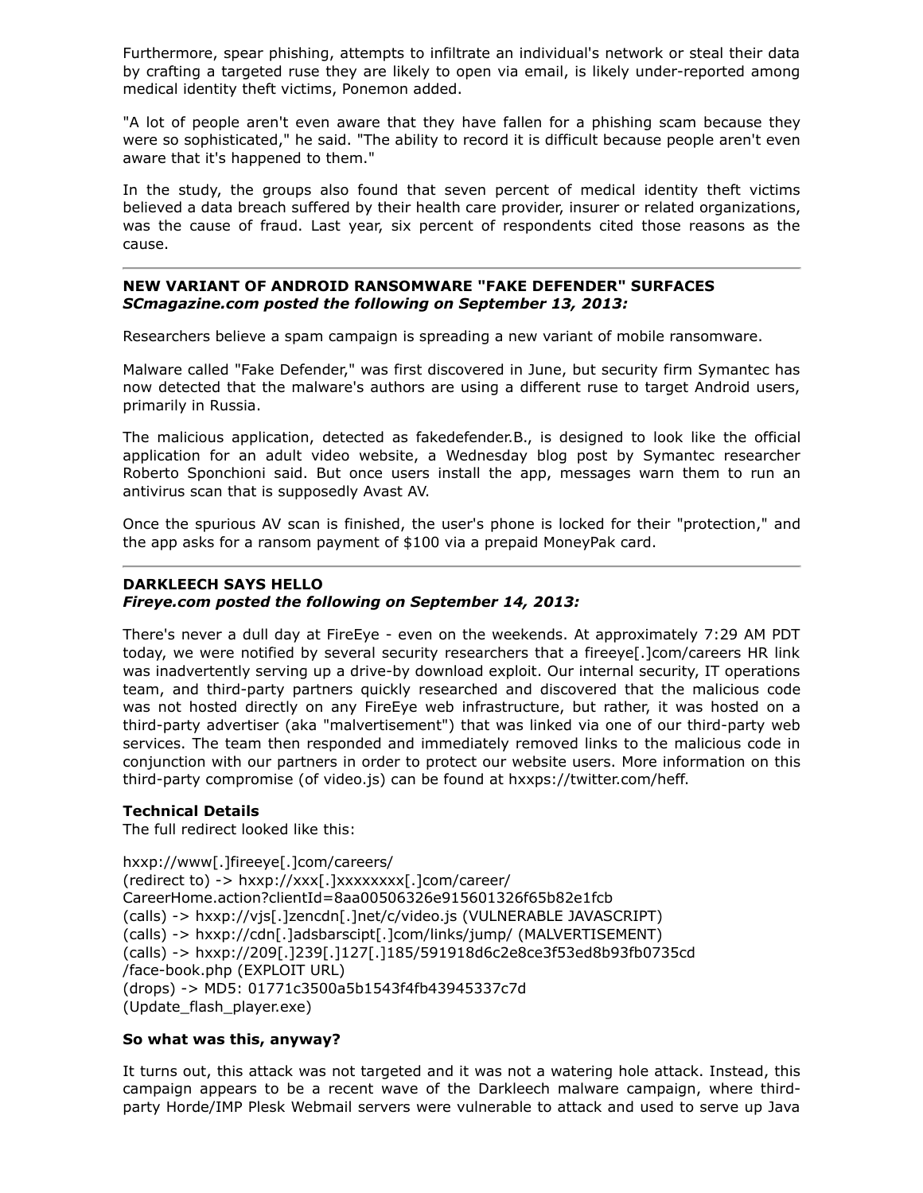Furthermore, spear phishing, attempts to infiltrate an individual's network or steal their data by crafting a targeted ruse they are likely to open via email, is likely under-reported among medical identity theft victims, Ponemon added.

"A lot of people aren't even aware that they have fallen for a phishing scam because they were so sophisticated," he said. "The ability to record it is difficult because people aren't even aware that it's happened to them."

In the study, the groups also found that seven percent of medical identity theft victims believed a data breach suffered by their health care provider, insurer or related organizations, was the cause of fraud. Last year, six percent of respondents cited those reasons as the cause.

---

**NEW VARIANT OF ANDROID RANSOMWARE "FAKE DEFENDER" SURFACES**
***SCmagazine.com posted the following on September 13, 2013:***

Researchers believe a spam campaign is spreading a new variant of mobile ransomware.

Malware called "Fake Defender," was first discovered in June, but security firm Symantec has now detected that the malware's authors are using a different ruse to target Android users, primarily in Russia.

The malicious application, detected as fakedefender.B., is designed to look like the official application for an adult video website, a Wednesday blog post by Symantec researcher Roberto Sponchioni said. But once users install the app, messages warn them to run an antivirus scan that is supposedly Avast AV.

Once the spurious AV scan is finished, the user's phone is locked for their "protection," and the app asks for a ransom payment of $100 via a prepaid MoneyPak card.

---

**DARKLEECH SAYS HELLO**
***Fireye.com posted the following on September 14, 2013:***

There's never a dull day at FireEye - even on the weekends. At approximately 7:29 AM PDT today, we were notified by several security researchers that a fireeye[.]com/careers HR link was inadvertently serving up a drive-by download exploit. Our internal security, IT operations team, and third-party partners quickly researched and discovered that the malicious code was not hosted directly on any FireEye web infrastructure, but rather, it was hosted on a third-party advertiser (aka "malvertisement") that was linked via one of our third-party web services. The team then responded and immediately removed links to the malicious code in conjunction with our partners in order to protect our website users. More information on this third-party compromise (of video.js) can be found at hxxps://twitter.com/heff.

**Technical Details**
The full redirect looked like this:

hxxp://www[.]fireeye[.]com/careers/
(redirect to) -> hxxp://xxx[.]xxxxxxxx[.]com/career/
CareerHome.action?clientId=8aa00506326e915601326f65b82e1fcb
(calls) -> hxxp://vjs[.]zencdn[.]net/c/video.js (VULNERABLE JAVASCRIPT)
(calls) -> hxxp://cdn[.]adsbarscipt[.]com/links/jump/ (MALVERTISEMENT)
(calls) -> hxxp://209[.]239[.]127[.]185/591918d6c2e8ce3f53ed8b93fb0735cd
/face-book.php (EXPLOIT URL)
(drops) -> MD5: 01771c3500a5b1543f4fb43945337c7d
(Update_flash_player.exe)

**So what was this, anyway?**

It turns out, this attack was not targeted and it was not a watering hole attack. Instead, this campaign appears to be a recent wave of the Darkleech malware campaign, where third-party Horde/IMP Plesk Webmail servers were vulnerable to attack and used to serve up Java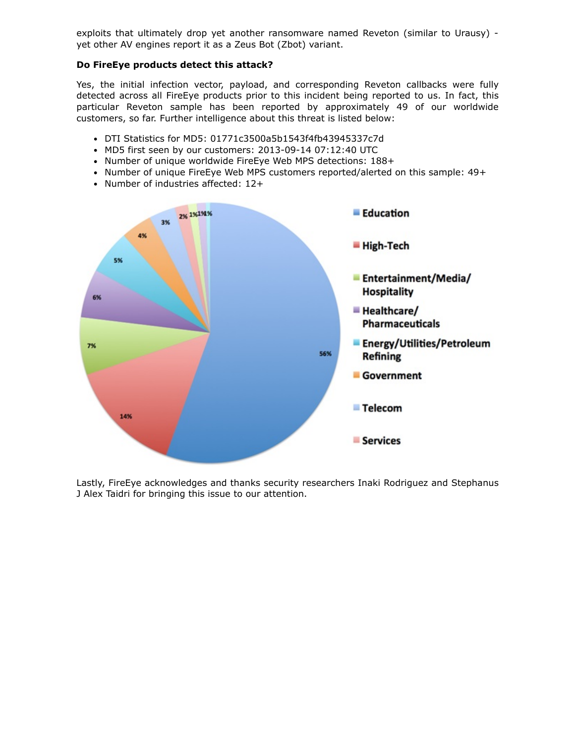exploits that ultimately drop yet another ransomware named Reveton (similar to Urausy) - yet other AV engines report it as a Zeus Bot (Zbot) variant.

**Do FireEye products detect this attack?**

Yes, the initial infection vector, payload, and corresponding Reveton callbacks were fully detected across all FireEye products prior to this incident being reported to us. In fact, this particular Reveton sample has been reported by approximately 49 of our worldwide customers, so far. Further intelligence about this threat is listed below:

- DTI Statistics for MD5: 01771c3500a5b1543f4fb43945337c7d
- MD5 first seen by our customers: 2013-09-14 07:12:40 UTC
- Number of unique worldwide FireEye Web MPS detections: 188+
- Number of unique FireEye Web MPS customers reported/alerted on this sample: 49+
- Number of industries affected: 12+

56%
14%
7%
6%
5%
4%
3%
2%
1%
1%
1%

Education
High-Tech
Entertainment/Media/Hospitality
Healthcare/Pharmaceuticals
Energy/Utilities/Petroleum Refining
Government
Telecom
Services

Lastly, FireEye acknowledges and thanks security researchers Inaki Rodriguez and Stephanus J Alex Taidri for bringing this issue to our attention.